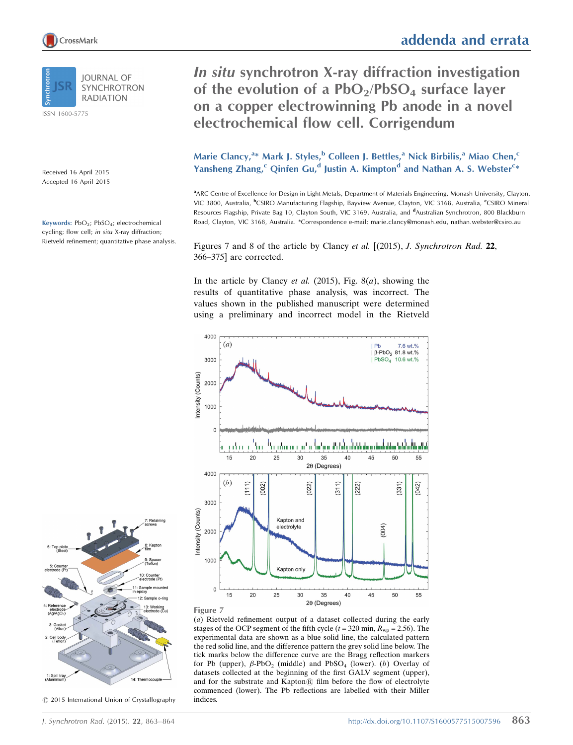addenda and errata

JOURNAL OF SYNCHROTRON RADIATION

ISSN 1600-5775

Received 16 April 2015
Accepted 16 April 2015

**Keywords:** $PbO_2$; $PbSO_4$; electrochemical cycling; flow cell; *in situ* X-ray diffraction; Rietveld refinement; quantitative phase analysis.

# *In situ* synchrotron X-ray diffraction investigation of the evolution of a $PbO_2/PbSO_4$ surface layer on a copper electrowinning Pb anode in a novel electrochemical flow cell. Corrigendum

**Marie Clancy,[a]* Mark J. Styles,[b] Colleen J. Bettles,[a] Nick Birbilis,[a] Miao Chen,[c] Yansheng Zhang,[c] Qinfen Gu,[d] Justin A. Kimpton[d] and Nathan A. S. Webster[c]***

[a]ARC Centre of Excellence for Design in Light Metals, Department of Materials Engineering, Monash University, Clayton, VIC 3800, Australia, [b]CSIRO Manufacturing Flagship, Bayview Avenue, Clayton, VIC 3168, Australia, [c]CSIRO Mineral Resources Flagship, Private Bag 10, Clayton South, VIC 3169, Australia, and [d]Australian Synchrotron, 800 Blackburn Road, Clayton, VIC 3168, Australia. *Correspondence e-mail: marie.clancy@monash.edu, nathan.webster@csiro.au

Figures 7 and 8 of the article by Clancy *et al.* [(2015), *J. Synchrotron Rad.* **22**, 366–375] are corrected.

In the article by Clancy *et al.* (2015), Fig. 8(*a*), showing the results of quantitative phase analysis, was incorrect. The values shown in the published manuscript were determined using a preliminary and incorrect model in the Rietveld

Figure 7
(*a*) Rietveld refinement output of a dataset collected during the early stages of the OCP segment of the fifth cycle ($t$ = 320 min, $R_{wp}$ = 2.56). The experimental data are shown as a blue solid line, the calculated pattern the red solid line, and the difference pattern the grey solid line below. The tick marks below the difference curve are the Bragg reflection markers for Pb (upper), $\beta$-$PbO_2$ (middle) and $PbSO_4$ (lower). (*b*) Overlay of datasets collected at the beginning of the OCP segment of the first GALV segment (upper), and for the substrate and Kapton® film before the flow of electrolyte commenced (lower). The Pb reflections are labelled with their Miller indices.

© 2015 International Union of Crystallography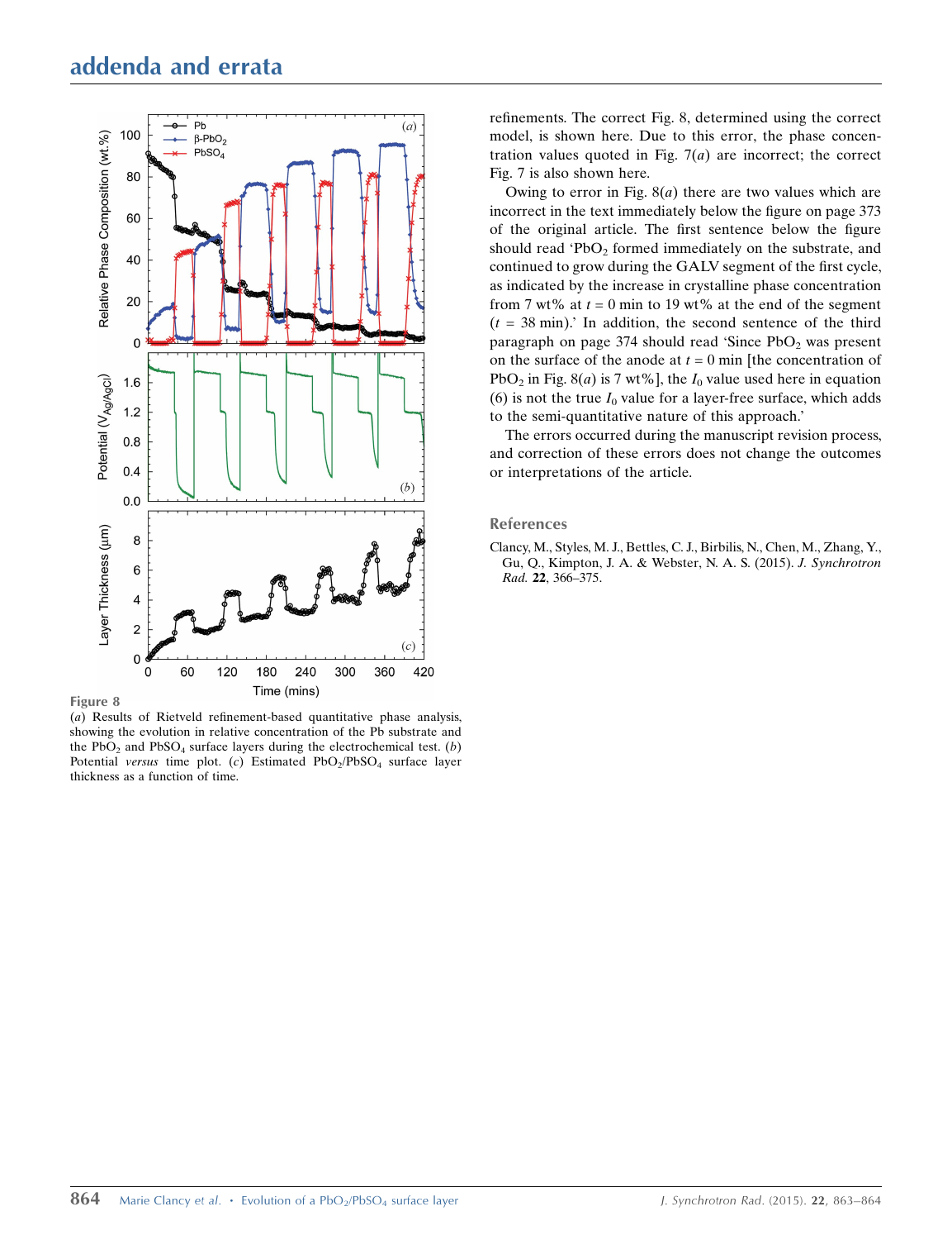Pb
β-$PbO_2$
$PbSO_4$

(a)

Relative Phase Composition (wt.%)

0
20
40
60
80
100

Potential ($V_{Ag/AgCl}$)

0.0
0.4
0.8
1.2
1.6

(b)

Layer Thickness (μm)

0
2
4
6
8

(c)

0
60
120
180
240
300
360
420

Time (mins)

**Figure 8**
(*a*) Results of Rietveld refinement-based quantitative phase analysis, showing the evolution in relative concentration of the Pb substrate and the $PbO_2$ and $PbSO_4$ surface layers during the electrochemical test. (*b*) Potential *versus* time plot. (*c*) Estimated $PbO_2$/$PbSO_4$ surface layer thickness as a function of time.

refinements. The correct Fig. 8, determined using the correct model, is shown here. Due to this error, the phase concentration values quoted in Fig. 7(*a*) are incorrect; the correct Fig. 7 is also shown here.

Owing to error in Fig. 8(*a*) there are two values which are incorrect in the text immediately below the figure on page 373 of the original article. The first sentence below the figure should read '$PbO_2$ formed immediately on the substrate, and continued to grow during the GALV segment of the first cycle, as indicated by the increase in crystalline phase concentration from 7 wt% at $t = 0$ min to 19 wt% at the end of the segment ($t = 38$ min).' In addition, the second sentence of the third paragraph on page 374 should read 'Since $PbO_2$ was present on the surface of the anode at $t = 0$ min [the concentration of $PbO_2$ in Fig. 8(*a*) is 7 wt%], the $I_0$ value used here in equation (6) is not the true $I_0$ value for a layer-free surface, which adds to the semi-quantitative nature of this approach.'

The errors occurred during the manuscript revision process, and correction of these errors does not change the outcomes or interpretations of the article.

## References

Clancy, M., Styles, M. J., Bettles, C. J., Birbilis, N., Chen, M., Zhang, Y., Gu, Q., Kimpton, J. A. & Webster, N. A. S. (2015). *J. Synchrotron Rad.* **22**, 366–375.